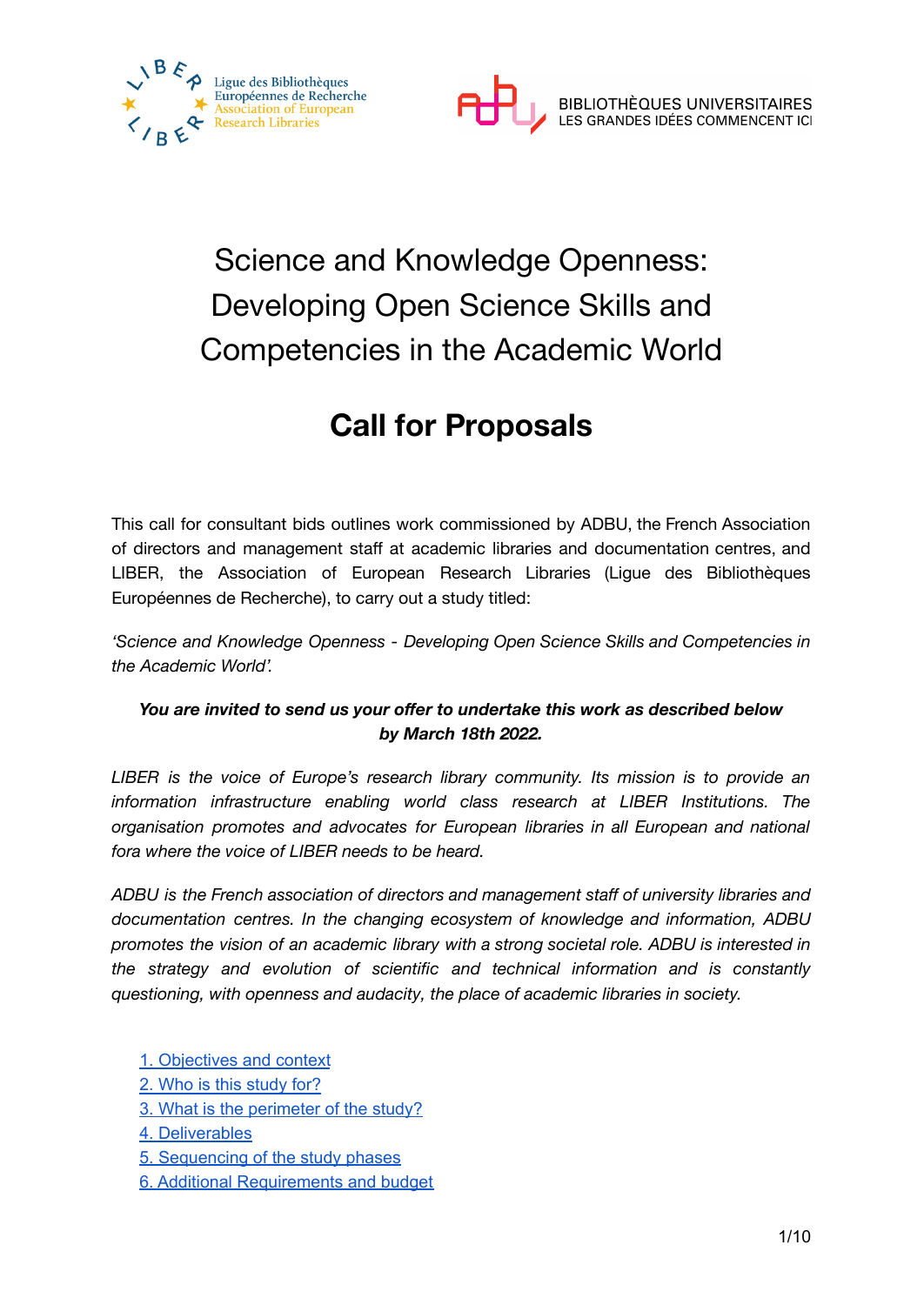Ligue des Bibliothèques Européennes de Recherche
Association of European Research Libraries

BIBLIOTHÈQUES UNIVERSITAIRES
LES GRANDES IDÉES COMMENCENT ICI

# Science and Knowledge Openness: Developing Open Science Skills and Competencies in the Academic World

## Call for Proposals

This call for consultant bids outlines work commissioned by ADBU, the French Association of directors and management staff at academic libraries and documentation centres, and LIBER, the Association of European Research Libraries (Ligue des Bibliothèques Européennes de Recherche), to carry out a study titled:

*'Science and Knowledge Openness - Developing Open Science Skills and Competencies in the Academic World'.*

***You are invited to send us your offer to undertake this work as described below by March 18th 2022.***

*LIBER is the voice of Europe's research library community. Its mission is to provide an information infrastructure enabling world class research at LIBER Institutions. The organisation promotes and advocates for European libraries in all European and national fora where the voice of LIBER needs to be heard.*

*ADBU is the French association of directors and management staff of university libraries and documentation centres. In the changing ecosystem of knowledge and information, ADBU promotes the vision of an academic library with a strong societal role. ADBU is interested in the strategy and evolution of scientific and technical information and is constantly questioning, with openness and audacity, the place of academic libraries in society.*

1. Objectives and context
2. Who is this study for?
3. What is the perimeter of the study?
4. Deliverables
5. Sequencing of the study phases
6. Additional Requirements and budget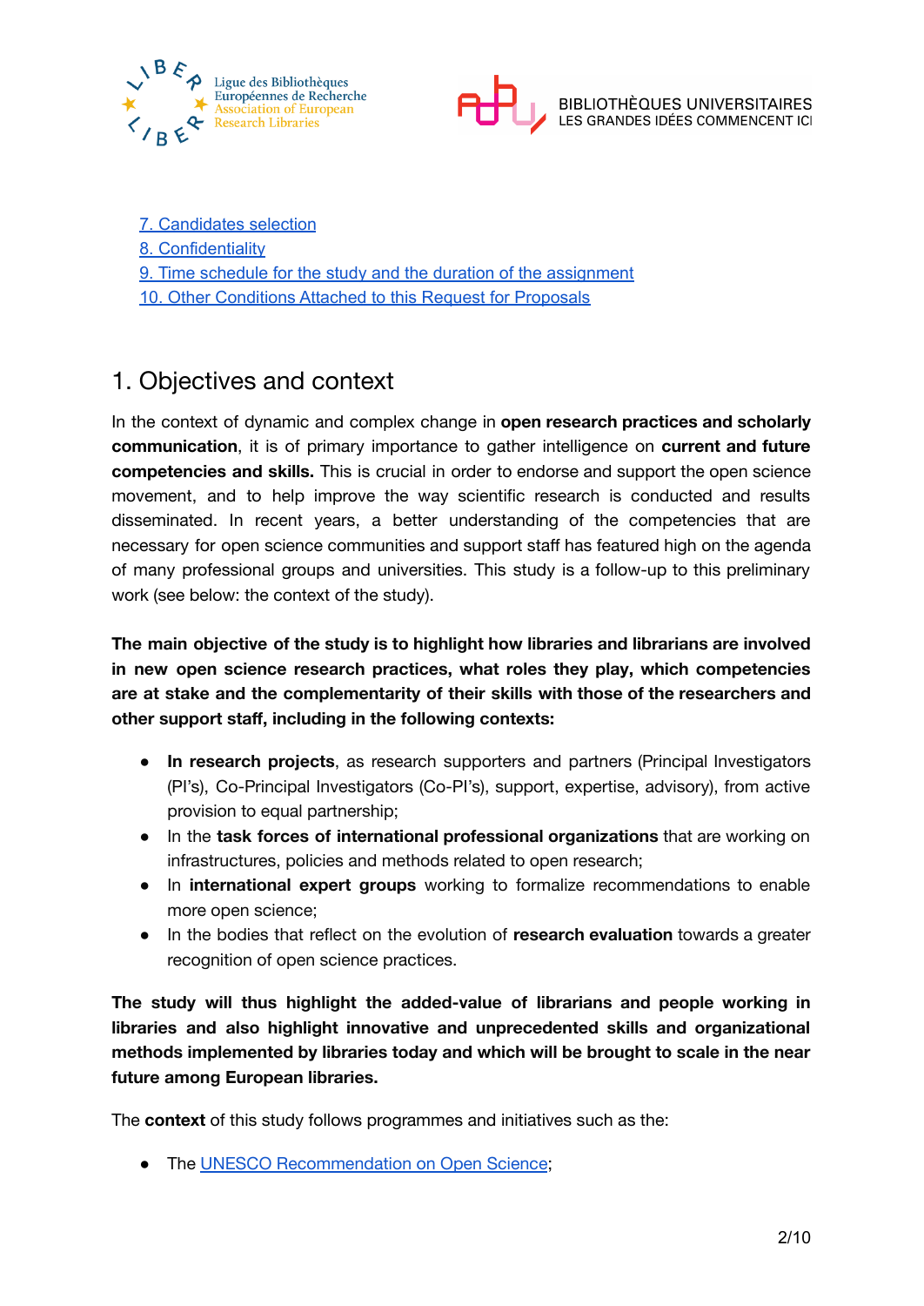[7. Candidates selection](#)
[8. Confidentiality](#)
[9. Time schedule for the study and the duration of the assignment](#)
[10. Other Conditions Attached to this Request for Proposals](#)

# 1. Objectives and context

In the context of dynamic and complex change in **open research practices and scholarly communication**, it is of primary importance to gather intelligence on **current and future competencies and skills.** This is crucial in order to endorse and support the open science movement, and to help improve the way scientific research is conducted and results disseminated. In recent years, a better understanding of the competencies that are necessary for open science communities and support staff has featured high on the agenda of many professional groups and universities. This study is a follow-up to this preliminary work (see below: the context of the study).

**The main objective of the study is to highlight how libraries and librarians are involved in new open science research practices, what roles they play, which competencies are at stake and the complementarity of their skills with those of the researchers and other support staff, including in the following contexts:**

- **In research projects**, as research supporters and partners (Principal Investigators (PI's), Co-Principal Investigators (Co-PI's), support, expertise, advisory), from active provision to equal partnership;
- In the **task forces of international professional organizations** that are working on infrastructures, policies and methods related to open research;
- In **international expert groups** working to formalize recommendations to enable more open science;
- In the bodies that reflect on the evolution of **research evaluation** towards a greater recognition of open science practices.

**The study will thus highlight the added-value of librarians and people working in libraries and also highlight innovative and unprecedented skills and organizational methods implemented by libraries today and which will be brought to scale in the near future among European libraries.**

The **context** of this study follows programmes and initiatives such as the:

- The [UNESCO Recommendation on Open Science](#);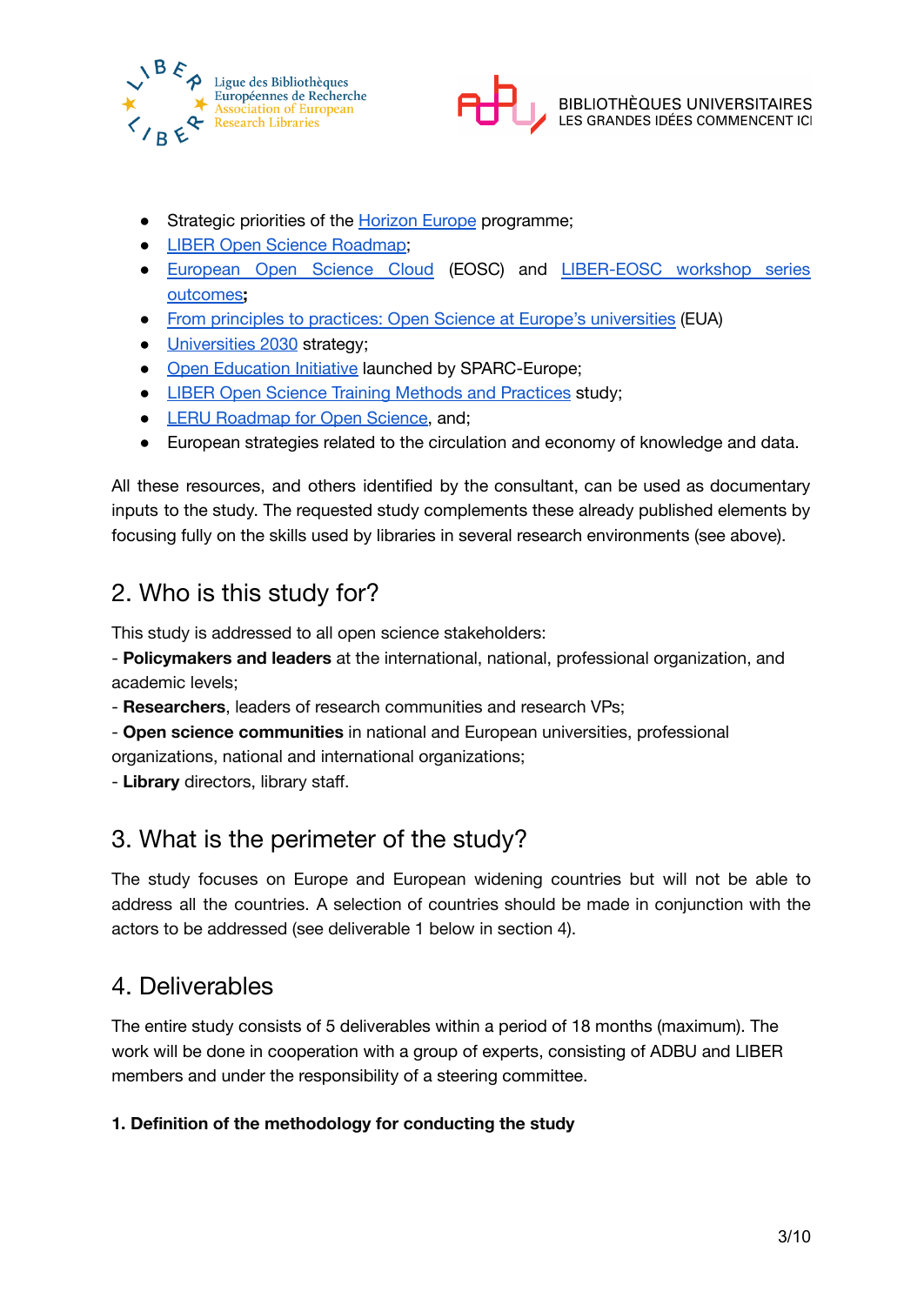- Strategic priorities of the Horizon Europe programme;
- LIBER Open Science Roadmap;
- European Open Science Cloud (EOSC) and LIBER-EOSC workshop series outcomes**;**
- From principles to practices: Open Science at Europe's universities (EUA)
- Universities 2030 strategy;
- Open Education Initiative launched by SPARC-Europe;
- LIBER Open Science Training Methods and Practices study;
- LERU Roadmap for Open Science, and;
- European strategies related to the circulation and economy of knowledge and data.

All these resources, and others identified by the consultant, can be used as documentary inputs to the study. The requested study complements these already published elements by focusing fully on the skills used by libraries in several research environments (see above).

## 2. Who is this study for?

This study is addressed to all open science stakeholders:
- **Policymakers and leaders** at the international, national, professional organization, and academic levels;
- **Researchers**, leaders of research communities and research VPs;
- **Open science communities** in national and European universities, professional organizations, national and international organizations;
- **Library** directors, library staff.

## 3. What is the perimeter of the study?

The study focuses on Europe and European widening countries but will not be able to address all the countries. A selection of countries should be made in conjunction with the actors to be addressed (see deliverable 1 below in section 4).

## 4. Deliverables

The entire study consists of 5 deliverables within a period of 18 months (maximum). The work will be done in cooperation with a group of experts, consisting of ADBU and LIBER members and under the responsibility of a steering committee.

**1. Definition of the methodology for conducting the study**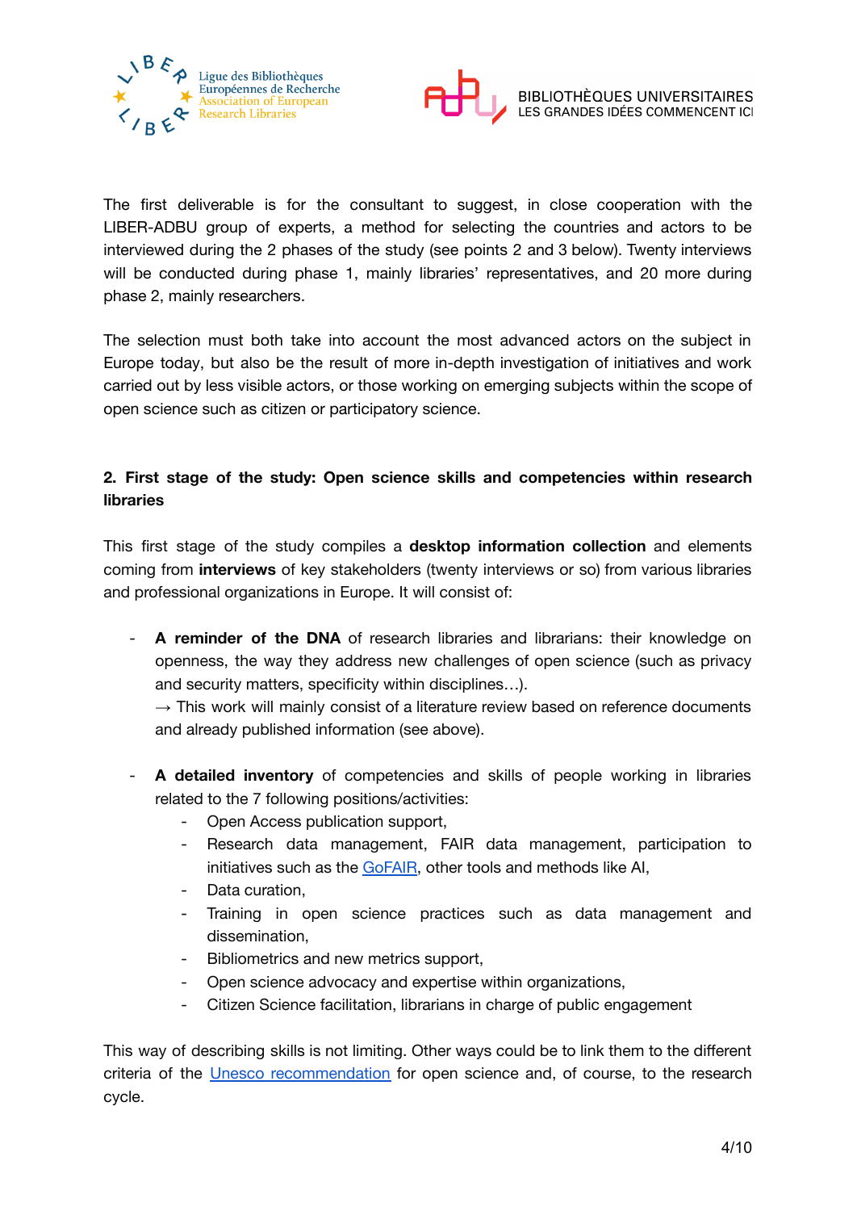The first deliverable is for the consultant to suggest, in close cooperation with the LIBER-ADBU group of experts, a method for selecting the countries and actors to be interviewed during the 2 phases of the study (see points 2 and 3 below). Twenty interviews will be conducted during phase 1, mainly libraries' representatives, and 20 more during phase 2, mainly researchers.

The selection must both take into account the most advanced actors on the subject in Europe today, but also be the result of more in-depth investigation of initiatives and work carried out by less visible actors, or those working on emerging subjects within the scope of open science such as citizen or participatory science.

### 2. First stage of the study: Open science skills and competencies within research libraries

This first stage of the study compiles a **desktop information collection** and elements coming from **interviews** of key stakeholders (twenty interviews or so) from various libraries and professional organizations in Europe. It will consist of:

- **A reminder of the DNA** of research libraries and librarians: their knowledge on openness, the way they address new challenges of open science (such as privacy and security matters, specificity within disciplines…).
  → This work will mainly consist of a literature review based on reference documents and already published information (see above).

- **A detailed inventory** of competencies and skills of people working in libraries related to the 7 following positions/activities:
  - Open Access publication support,
  - Research data management, FAIR data management, participation to initiatives such as the [GoFAIR](), other tools and methods like AI,
  - Data curation,
  - Training in open science practices such as data management and dissemination,
  - Bibliometrics and new metrics support,
  - Open science advocacy and expertise within organizations,
  - Citizen Science facilitation, librarians in charge of public engagement

This way of describing skills is not limiting. Other ways could be to link them to the different criteria of the [Unesco recommendation]() for open science and, of course, to the research cycle.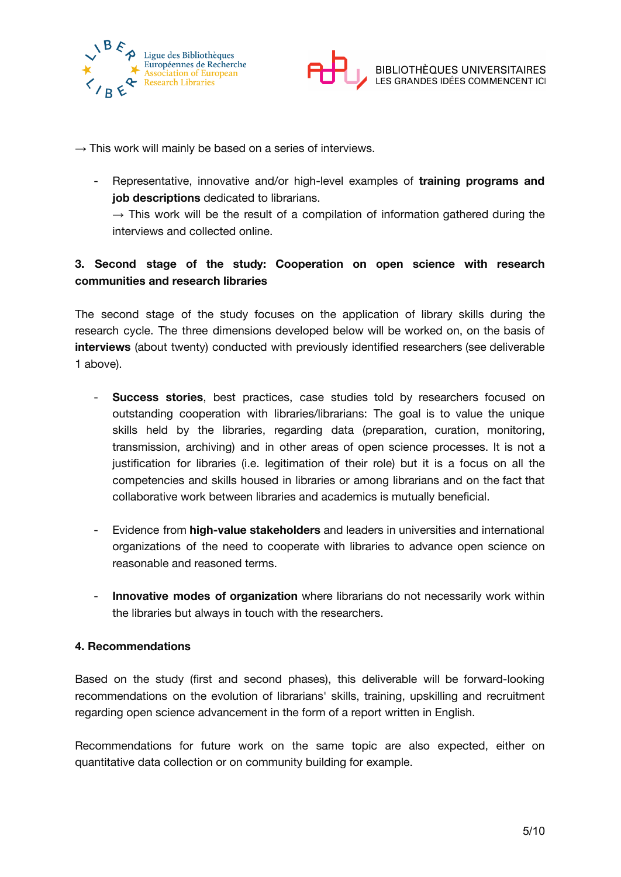→ This work will mainly be based on a series of interviews.

- Representative, innovative and/or high-level examples of **training programs and job descriptions** dedicated to librarians.
  → This work will be the result of a compilation of information gathered during the interviews and collected online.

### 3. Second stage of the study: Cooperation on open science with research communities and research libraries

The second stage of the study focuses on the application of library skills during the research cycle. The three dimensions developed below will be worked on, on the basis of **interviews** (about twenty) conducted with previously identified researchers (see deliverable 1 above).

- **Success stories**, best practices, case studies told by researchers focused on outstanding cooperation with libraries/librarians: The goal is to value the unique skills held by the libraries, regarding data (preparation, curation, monitoring, transmission, archiving) and in other areas of open science processes. It is not a justification for libraries (i.e. legitimation of their role) but it is a focus on all the competencies and skills housed in libraries or among librarians and on the fact that collaborative work between libraries and academics is mutually beneficial.

- Evidence from **high-value stakeholders** and leaders in universities and international organizations of the need to cooperate with libraries to advance open science on reasonable and reasoned terms.

- **Innovative modes of organization** where librarians do not necessarily work within the libraries but always in touch with the researchers.

### 4. Recommendations

Based on the study (first and second phases), this deliverable will be forward-looking recommendations on the evolution of librarians' skills, training, upskilling and recruitment regarding open science advancement in the form of a report written in English.

Recommendations for future work on the same topic are also expected, either on quantitative data collection or on community building for example.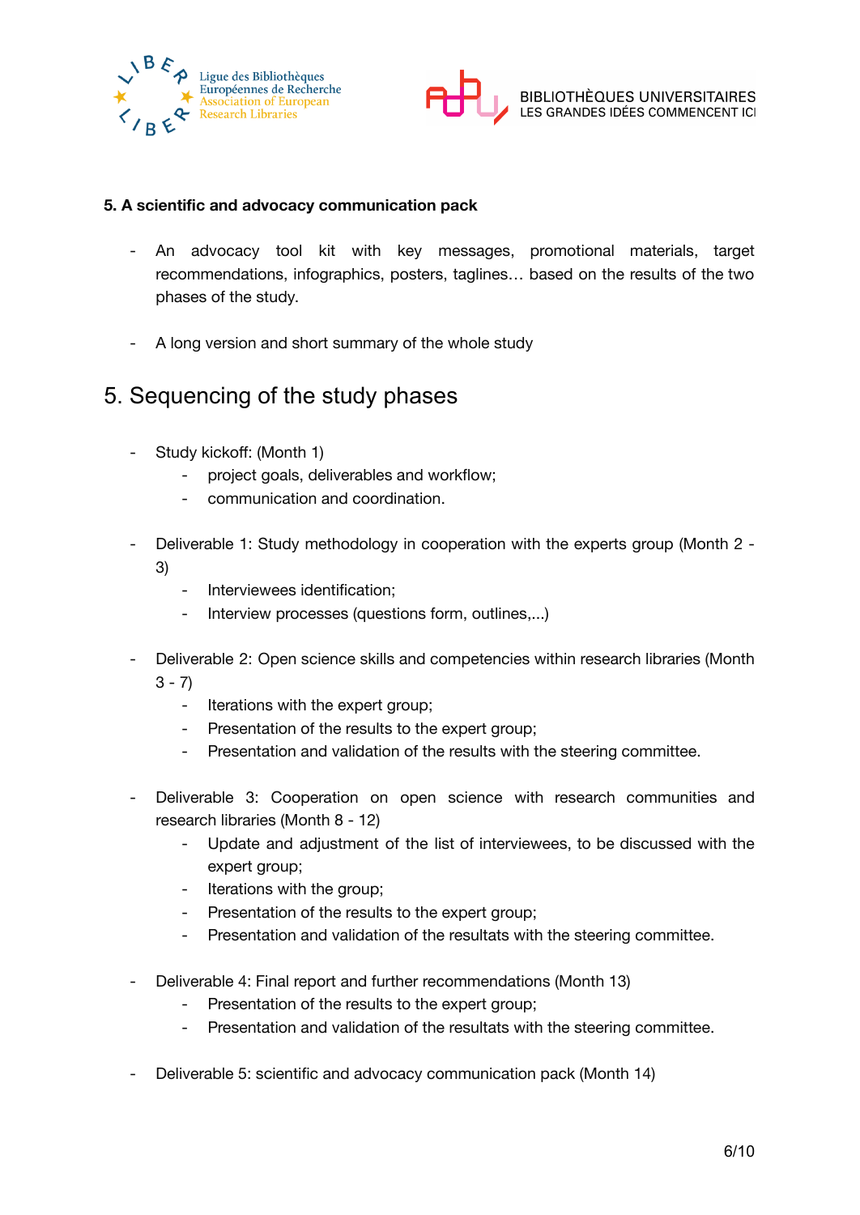**5. A scientific and advocacy communication pack**

- An advocacy tool kit with key messages, promotional materials, target recommendations, infographics, posters, taglines… based on the results of the two phases of the study.

- A long version and short summary of the whole study

# 5. Sequencing of the study phases

- Study kickoff: (Month 1)
  - project goals, deliverables and workflow;
  - communication and coordination.

- Deliverable 1: Study methodology in cooperation with the experts group (Month 2 - 3)
  - Interviewees identification;
  - Interview processes (questions form, outlines,...)

- Deliverable 2: Open science skills and competencies within research libraries (Month 3 - 7)
  - Iterations with the expert group;
  - Presentation of the results to the expert group;
  - Presentation and validation of the results with the steering committee.

- Deliverable 3: Cooperation on open science with research communities and research libraries (Month 8 - 12)
  - Update and adjustment of the list of interviewees, to be discussed with the expert group;
  - Iterations with the group;
  - Presentation of the results to the expert group;
  - Presentation and validation of the resultats with the steering committee.

- Deliverable 4: Final report and further recommendations (Month 13)
  - Presentation of the results to the expert group;
  - Presentation and validation of the resultats with the steering committee.

- Deliverable 5: scientific and advocacy communication pack (Month 14)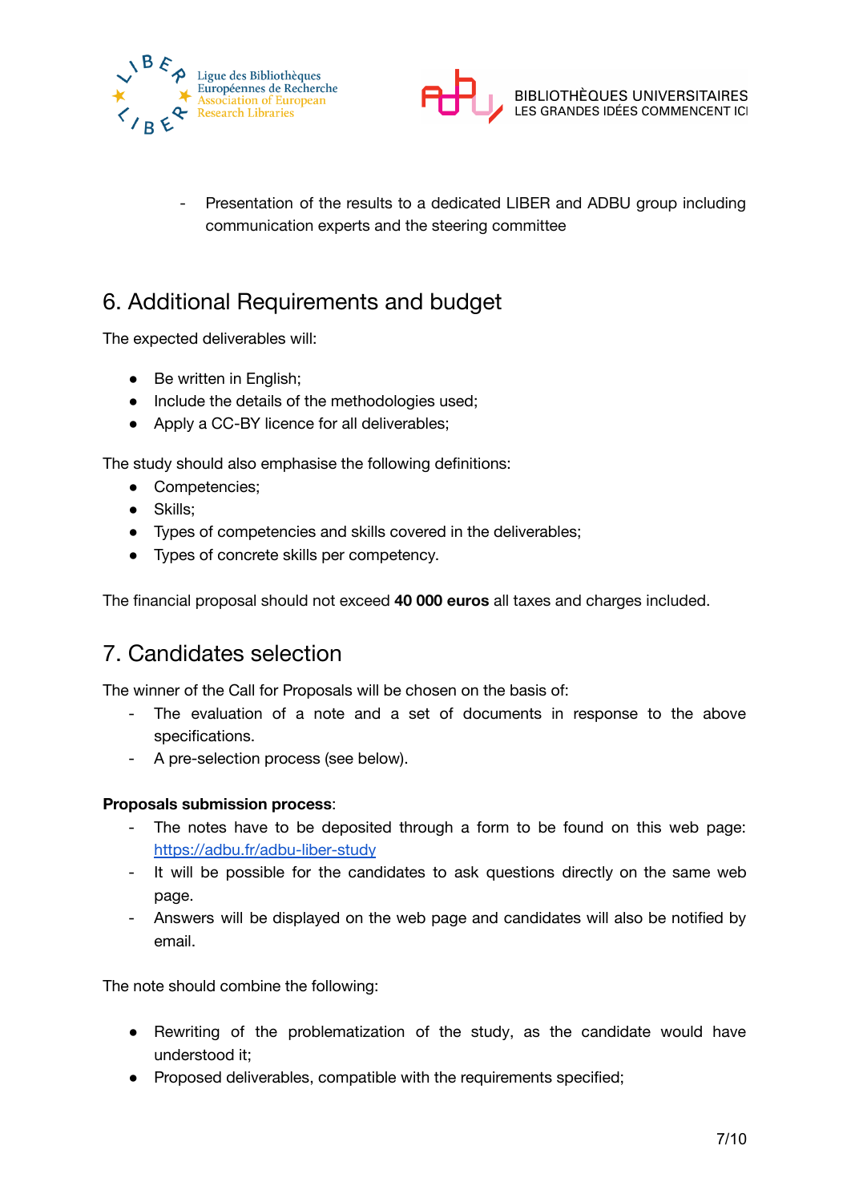- Presentation of the results to a dedicated LIBER and ADBU group including communication experts and the steering committee

## 6. Additional Requirements and budget

The expected deliverables will:

- Be written in English;
- Include the details of the methodologies used;
- Apply a CC-BY licence for all deliverables;

The study should also emphasise the following definitions:

- Competencies;
- Skills;
- Types of competencies and skills covered in the deliverables;
- Types of concrete skills per competency.

The financial proposal should not exceed **40 000 euros** all taxes and charges included.

## 7. Candidates selection

The winner of the Call for Proposals will be chosen on the basis of:

- The evaluation of a note and a set of documents in response to the above specifications.
- A pre-selection process (see below).

**Proposals submission process**:

- The notes have to be deposited through a form to be found on this web page: https://adbu.fr/adbu-liber-study
- It will be possible for the candidates to ask questions directly on the same web page.
- Answers will be displayed on the web page and candidates will also be notified by email.

The note should combine the following:

- Rewriting of the problematization of the study, as the candidate would have understood it;
- Proposed deliverables, compatible with the requirements specified;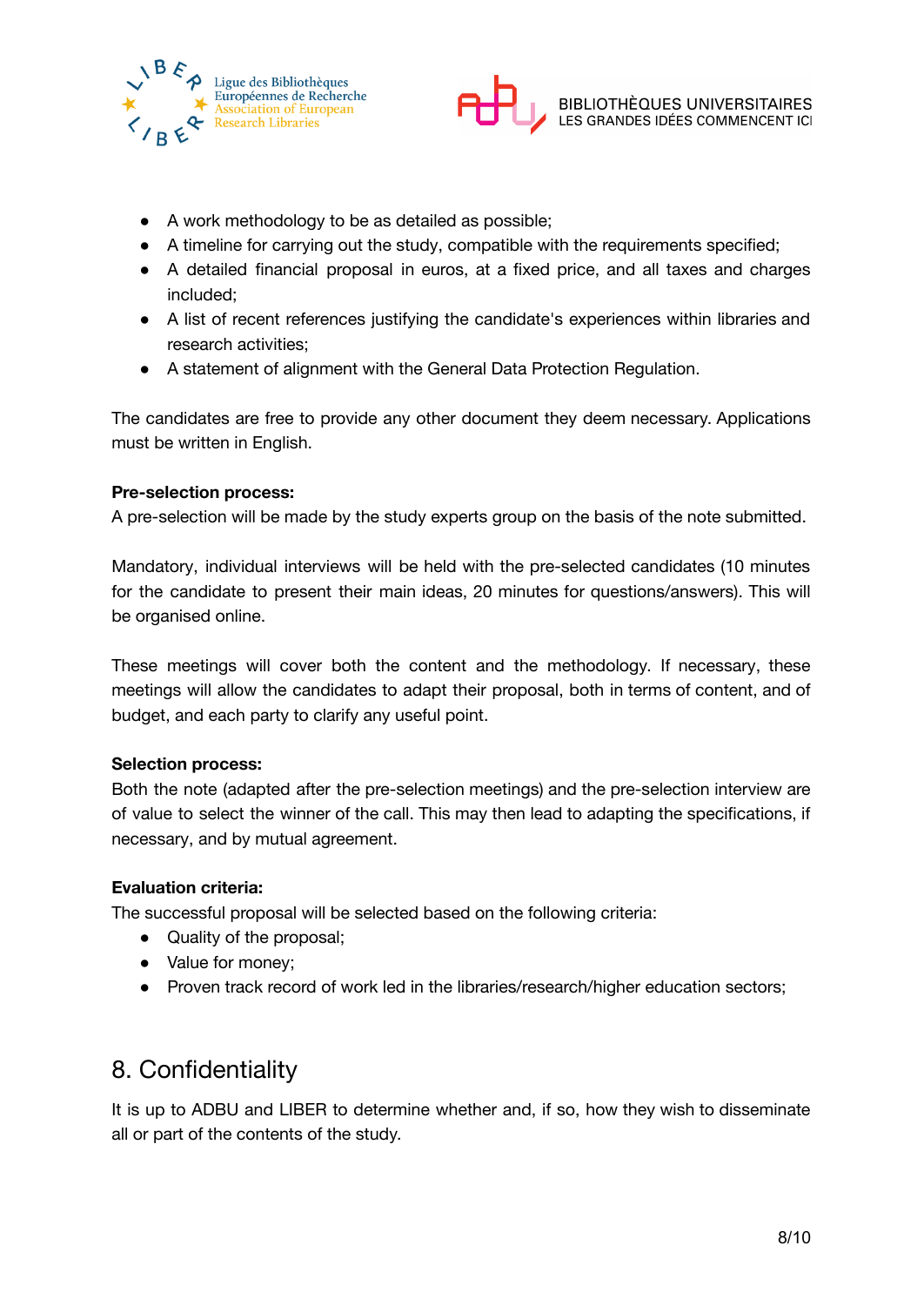- A work methodology to be as detailed as possible;
- A timeline for carrying out the study, compatible with the requirements specified;
- A detailed financial proposal in euros, at a fixed price, and all taxes and charges included;
- A list of recent references justifying the candidate's experiences within libraries and research activities;
- A statement of alignment with the General Data Protection Regulation.

The candidates are free to provide any other document they deem necessary. Applications must be written in English.

**Pre-selection process:**
A pre-selection will be made by the study experts group on the basis of the note submitted.

Mandatory, individual interviews will be held with the pre-selected candidates (10 minutes for the candidate to present their main ideas, 20 minutes for questions/answers). This will be organised online.

These meetings will cover both the content and the methodology. If necessary, these meetings will allow the candidates to adapt their proposal, both in terms of content, and of budget, and each party to clarify any useful point.

**Selection process:**
Both the note (adapted after the pre-selection meetings) and the pre-selection interview are of value to select the winner of the call. This may then lead to adapting the specifications, if necessary, and by mutual agreement.

**Evaluation criteria:**
The successful proposal will be selected based on the following criteria:

- Quality of the proposal;
- Value for money;
- Proven track record of work led in the libraries/research/higher education sectors;

## 8. Confidentiality

It is up to ADBU and LIBER to determine whether and, if so, how they wish to disseminate all or part of the contents of the study.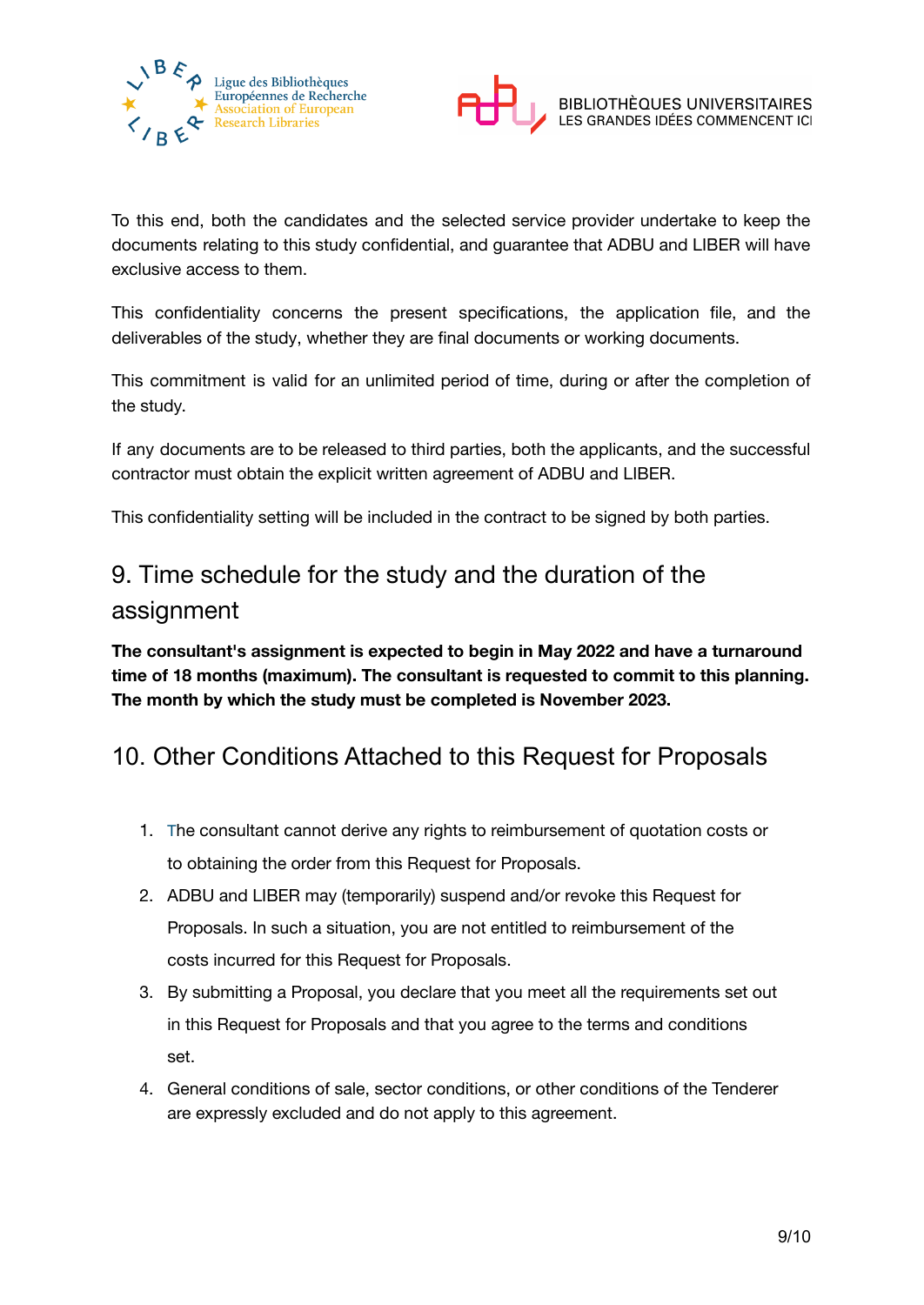To this end, both the candidates and the selected service provider undertake to keep the documents relating to this study confidential, and guarantee that ADBU and LIBER will have exclusive access to them.

This confidentiality concerns the present specifications, the application file, and the deliverables of the study, whether they are final documents or working documents.

This commitment is valid for an unlimited period of time, during or after the completion of the study.

If any documents are to be released to third parties, both the applicants, and the successful contractor must obtain the explicit written agreement of ADBU and LIBER.

This confidentiality setting will be included in the contract to be signed by both parties.

## 9. Time schedule for the study and the duration of the assignment

**The consultant's assignment is expected to begin in May 2022 and have a turnaround time of 18 months (maximum). The consultant is requested to commit to this planning. The month by which the study must be completed is November 2023.**

## 10. Other Conditions Attached to this Request for Proposals

1. The consultant cannot derive any rights to reimbursement of quotation costs or to obtaining the order from this Request for Proposals.
2. ADBU and LIBER may (temporarily) suspend and/or revoke this Request for Proposals. In such a situation, you are not entitled to reimbursement of the costs incurred for this Request for Proposals.
3. By submitting a Proposal, you declare that you meet all the requirements set out in this Request for Proposals and that you agree to the terms and conditions set.
4. General conditions of sale, sector conditions, or other conditions of the Tenderer are expressly excluded and do not apply to this agreement.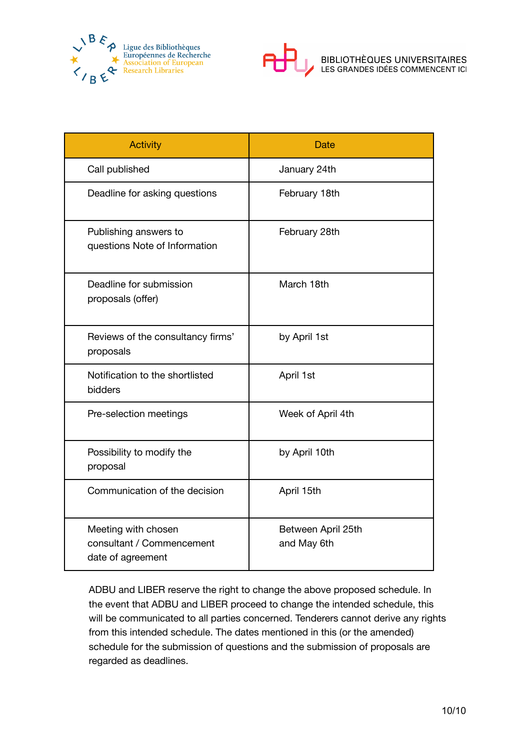| Activity | Date |
| --- | --- |
| Call published | January 24th |
| Deadline for asking questions | February 18th |
| Publishing answers to questions Note of Information | February 28th |
| Deadline for submission proposals (offer) | March 18th |
| Reviews of the consultancy firms' proposals | by April 1st |
| Notification to the shortlisted bidders | April 1st |
| Pre-selection meetings | Week of April 4th |
| Possibility to modify the proposal | by April 10th |
| Communication of the decision | April 15th |
| Meeting with chosen consultant / Commencement date of agreement | Between April 25th and May 6th |

ADBU and LIBER reserve the right to change the above proposed schedule. In the event that ADBU and LIBER proceed to change the intended schedule, this will be communicated to all parties concerned. Tenderers cannot derive any rights from this intended schedule. The dates mentioned in this (or the amended) schedule for the submission of questions and the submission of proposals are regarded as deadlines.